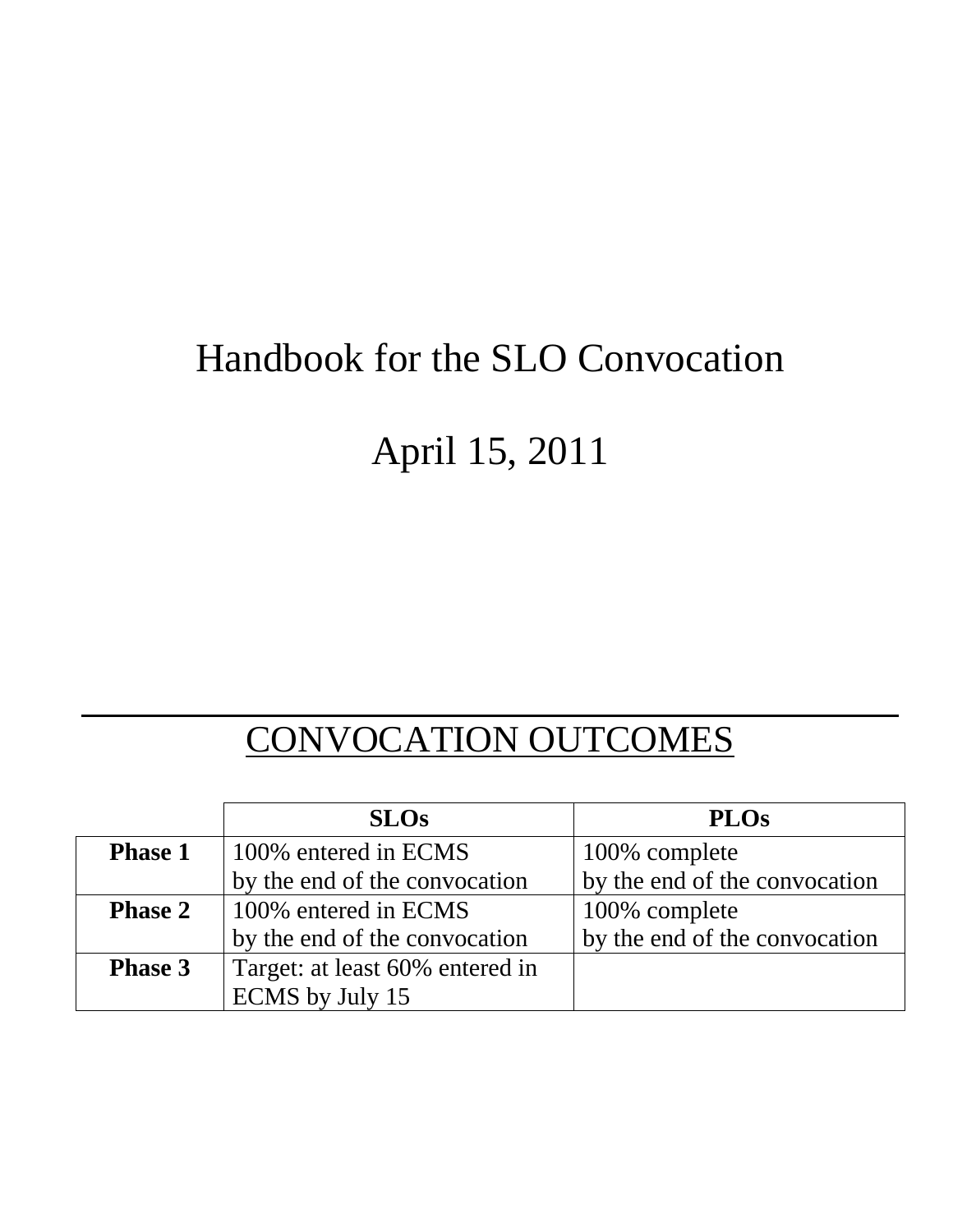# Handbook for the SLO Convocation

# April 15, 2011

---

## CONVOCATION OUTCOMES

| | SLOs | PLOs |
|---|---|---|
| **Phase 1** | 100% entered in ECMS by the end of the convocation | 100% complete by the end of the convocation |
| **Phase 2** | 100% entered in ECMS by the end of the convocation | 100% complete by the end of the convocation |
| **Phase 3** | Target: at least 60% entered in ECMS by July 15 | |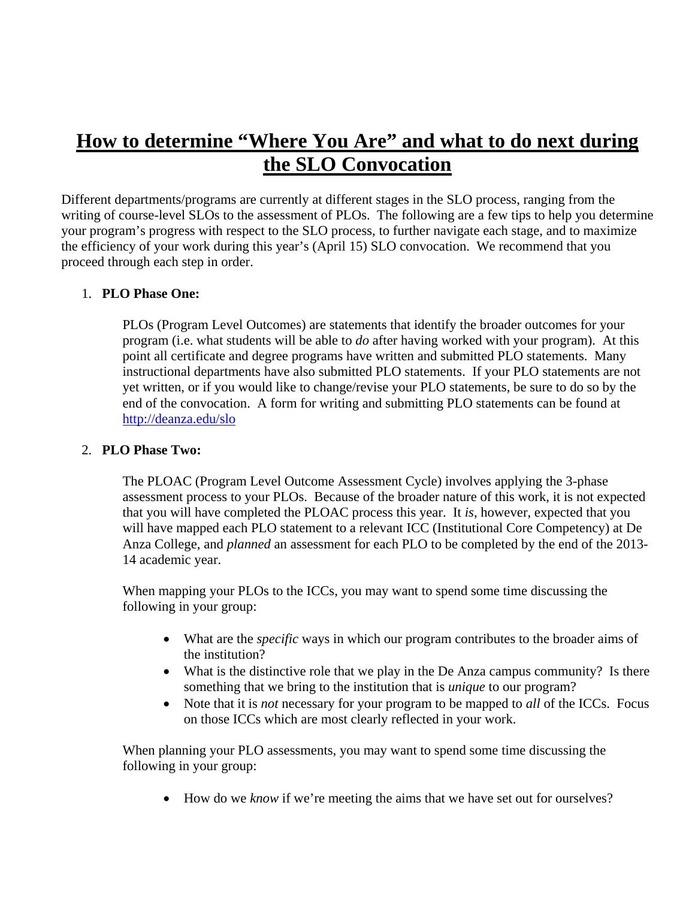# How to determine "Where You Are" and what to do next during the SLO Convocation

Different departments/programs are currently at different stages in the SLO process, ranging from the writing of course-level SLOs to the assessment of PLOs. The following are a few tips to help you determine your program's progress with respect to the SLO process, to further navigate each stage, and to maximize the efficiency of your work during this year's (April 15) SLO convocation. We recommend that you proceed through each step in order.

1. **PLO Phase One:**

   PLOs (Program Level Outcomes) are statements that identify the broader outcomes for your program (i.e. what students will be able to *do* after having worked with your program). At this point all certificate and degree programs have written and submitted PLO statements. Many instructional departments have also submitted PLO statements. If your PLO statements are not yet written, or if you would like to change/revise your PLO statements, be sure to do so by the end of the convocation. A form for writing and submitting PLO statements can be found at http://deanza.edu/slo

2. **PLO Phase Two:**

   The PLOAC (Program Level Outcome Assessment Cycle) involves applying the 3-phase assessment process to your PLOs. Because of the broader nature of this work, it is not expected that you will have completed the PLOAC process this year. It *is*, however, expected that you will have mapped each PLO statement to a relevant ICC (Institutional Core Competency) at De Anza College, and *planned* an assessment for each PLO to be completed by the end of the 2013-14 academic year.

   When mapping your PLOs to the ICCs, you may want to spend some time discussing the following in your group:

   - What are the *specific* ways in which our program contributes to the broader aims of the institution?
   - What is the distinctive role that we play in the De Anza campus community? Is there something that we bring to the institution that is *unique* to our program?
   - Note that it is *not* necessary for your program to be mapped to *all* of the ICCs. Focus on those ICCs which are most clearly reflected in your work.

   When planning your PLO assessments, you may want to spend some time discussing the following in your group:

   - How do we *know* if we're meeting the aims that we have set out for ourselves?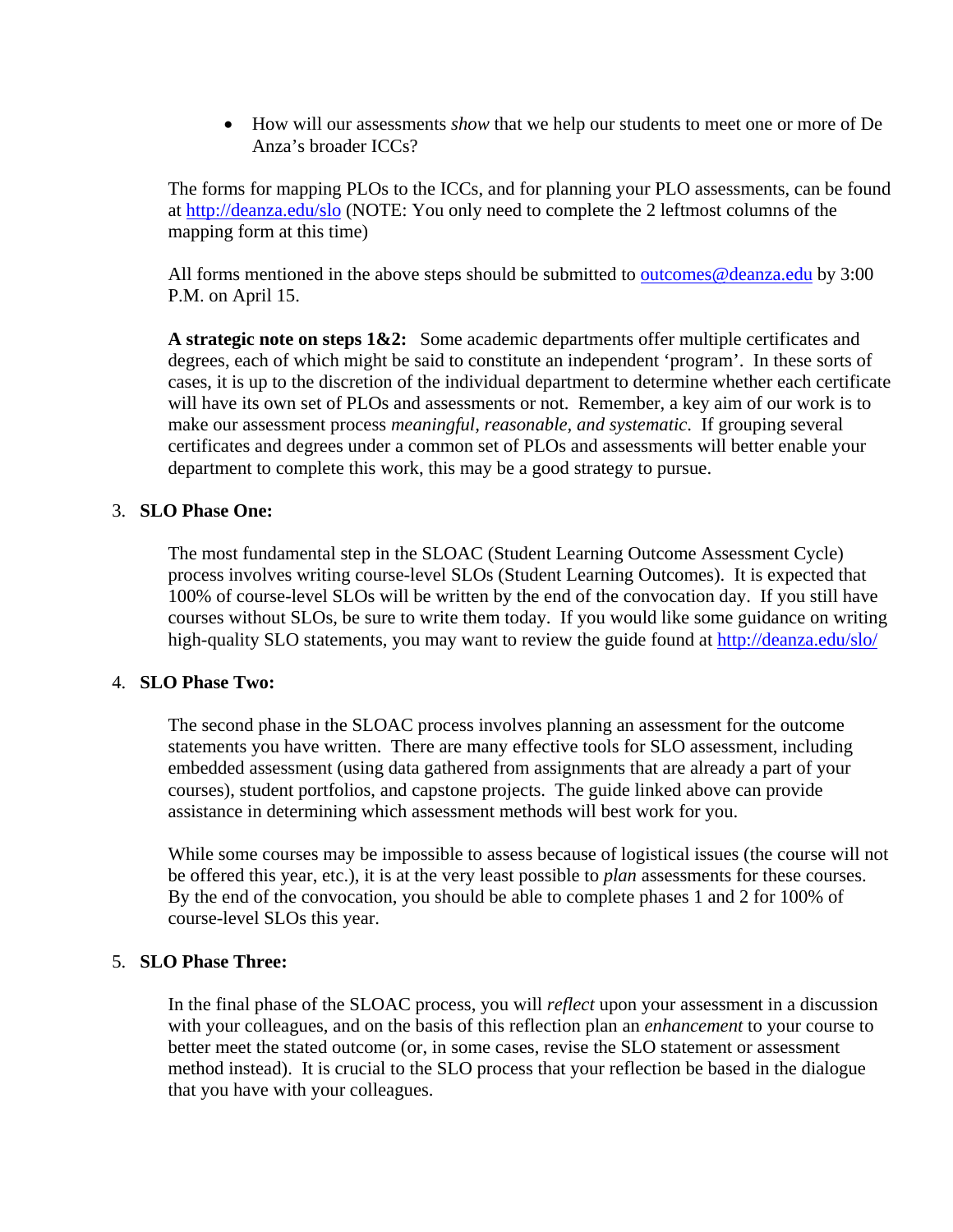- How will our assessments *show* that we help our students to meet one or more of De Anza's broader ICCs?

The forms for mapping PLOs to the ICCs, and for planning your PLO assessments, can be found at http://deanza.edu/slo (NOTE: You only need to complete the 2 leftmost columns of the mapping form at this time)

All forms mentioned in the above steps should be submitted to outcomes@deanza.edu by 3:00 P.M. on April 15.

**A strategic note on steps 1&2:** Some academic departments offer multiple certificates and degrees, each of which might be said to constitute an independent 'program'. In these sorts of cases, it is up to the discretion of the individual department to determine whether each certificate will have its own set of PLOs and assessments or not. Remember, a key aim of our work is to make our assessment process *meaningful, reasonable, and systematic*. If grouping several certificates and degrees under a common set of PLOs and assessments will better enable your department to complete this work, this may be a good strategy to pursue.

3. **SLO Phase One:**

   The most fundamental step in the SLOAC (Student Learning Outcome Assessment Cycle) process involves writing course-level SLOs (Student Learning Outcomes). It is expected that 100% of course-level SLOs will be written by the end of the convocation day. If you still have courses without SLOs, be sure to write them today. If you would like some guidance on writing high-quality SLO statements, you may want to review the guide found at http://deanza.edu/slo/

4. **SLO Phase Two:**

   The second phase in the SLOAC process involves planning an assessment for the outcome statements you have written. There are many effective tools for SLO assessment, including embedded assessment (using data gathered from assignments that are already a part of your courses), student portfolios, and capstone projects. The guide linked above can provide assistance in determining which assessment methods will best work for you.

   While some courses may be impossible to assess because of logistical issues (the course will not be offered this year, etc.), it is at the very least possible to *plan* assessments for these courses. By the end of the convocation, you should be able to complete phases 1 and 2 for 100% of course-level SLOs this year.

5. **SLO Phase Three:**

   In the final phase of the SLOAC process, you will *reflect* upon your assessment in a discussion with your colleagues, and on the basis of this reflection plan an *enhancement* to your course to better meet the stated outcome (or, in some cases, revise the SLO statement or assessment method instead). It is crucial to the SLO process that your reflection be based in the dialogue that you have with your colleagues.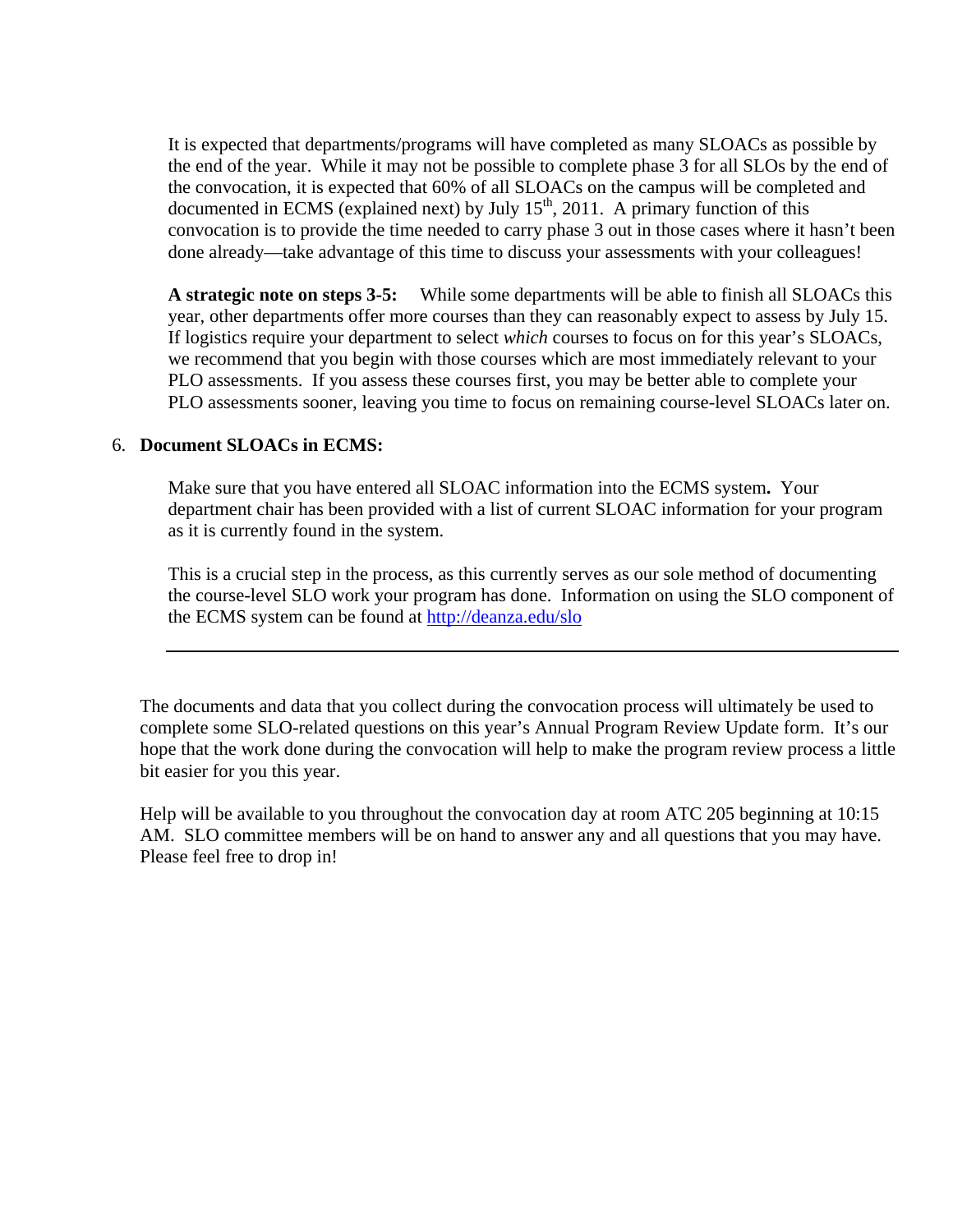It is expected that departments/programs will have completed as many SLOACs as possible by the end of the year. While it may not be possible to complete phase 3 for all SLOs by the end of the convocation, it is expected that 60% of all SLOACs on the campus will be completed and documented in ECMS (explained next) by July 15th, 2011. A primary function of this convocation is to provide the time needed to carry phase 3 out in those cases where it hasn't been done already—take advantage of this time to discuss your assessments with your colleagues!

**A strategic note on steps 3-5:** While some departments will be able to finish all SLOACs this year, other departments offer more courses than they can reasonably expect to assess by July 15. If logistics require your department to select *which* courses to focus on for this year's SLOACs, we recommend that you begin with those courses which are most immediately relevant to your PLO assessments. If you assess these courses first, you may be better able to complete your PLO assessments sooner, leaving you time to focus on remaining course-level SLOACs later on.

6. **Document SLOACs in ECMS:**

   Make sure that you have entered all SLOAC information into the ECMS system**.** Your department chair has been provided with a list of current SLOAC information for your program as it is currently found in the system.

   This is a crucial step in the process, as this currently serves as our sole method of documenting the course-level SLO work your program has done. Information on using the SLO component of the ECMS system can be found at [http://deanza.edu/slo](http://deanza.edu/slo)

---

The documents and data that you collect during the convocation process will ultimately be used to complete some SLO-related questions on this year's Annual Program Review Update form. It's our hope that the work done during the convocation will help to make the program review process a little bit easier for you this year.

Help will be available to you throughout the convocation day at room ATC 205 beginning at 10:15 AM. SLO committee members will be on hand to answer any and all questions that you may have. Please feel free to drop in!